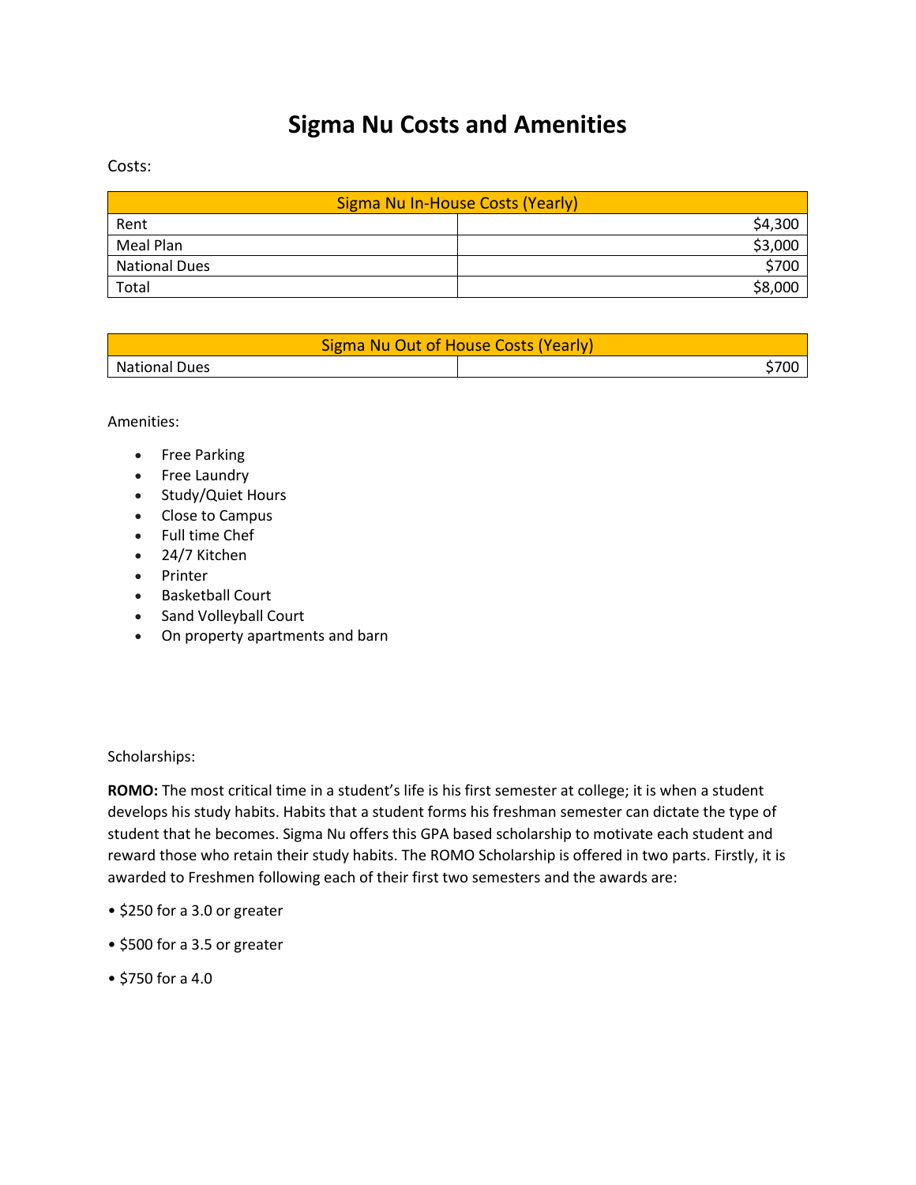# Sigma Nu Costs and Amenities

Costs:

| Sigma Nu In-House Costs (Yearly) | |
|---|---|
| Rent | $4,300 |
| Meal Plan | $3,000 |
| National Dues | $700 |
| Total | $8,000 |

| Sigma Nu Out of House Costs (Yearly) | |
|---|---|
| National Dues | $700 |

Amenities:

- Free Parking
- Free Laundry
- Study/Quiet Hours
- Close to Campus
- Full time Chef
- 24/7 Kitchen
- Printer
- Basketball Court
- Sand Volleyball Court
- On property apartments and barn

Scholarships:

**ROMO:** The most critical time in a student's life is his first semester at college; it is when a student develops his study habits. Habits that a student forms his freshman semester can dictate the type of student that he becomes. Sigma Nu offers this GPA based scholarship to motivate each student and reward those who retain their study habits. The ROMO Scholarship is offered in two parts. Firstly, it is awarded to Freshmen following each of their first two semesters and the awards are:

• $250 for a 3.0 or greater

• $500 for a 3.5 or greater

• $750 for a 4.0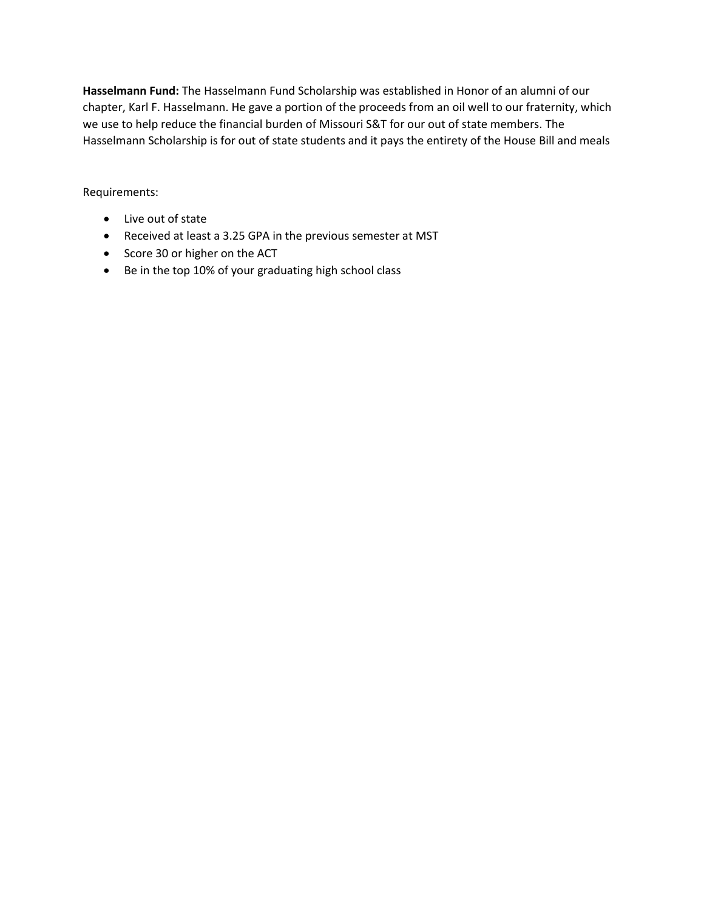**Hasselmann Fund:** The Hasselmann Fund Scholarship was established in Honor of an alumni of our chapter, Karl F. Hasselmann. He gave a portion of the proceeds from an oil well to our fraternity, which we use to help reduce the financial burden of Missouri S&T for our out of state members. The Hasselmann Scholarship is for out of state students and it pays the entirety of the House Bill and meals

Requirements:

- Live out of state
- Received at least a 3.25 GPA in the previous semester at MST
- Score 30 or higher on the ACT
- Be in the top 10% of your graduating high school class